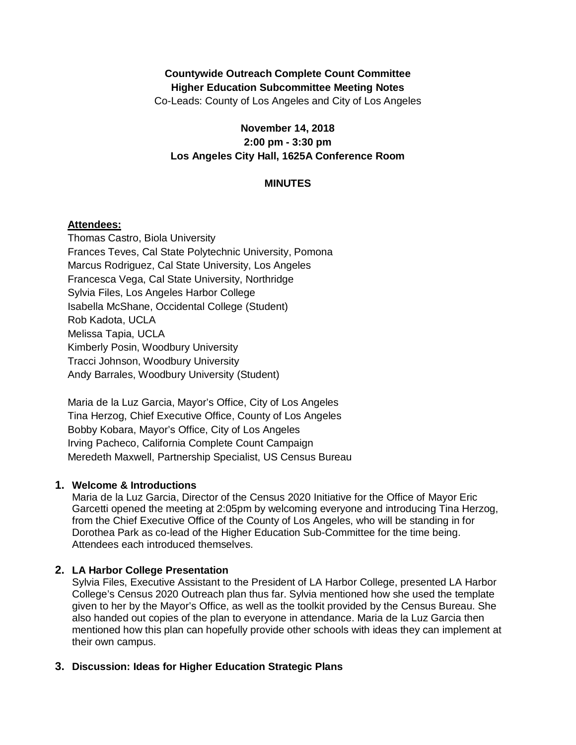**Countywide Outreach Complete Count Committee**
**Higher Education Subcommittee Meeting Notes**
Co-Leads: County of Los Angeles and City of Los Angeles

**November 14, 2018**
**2:00 pm - 3:30 pm**
**Los Angeles City Hall, 1625A Conference Room**

**MINUTES**

**Attendees:**

Thomas Castro, Biola University
Frances Teves, Cal State Polytechnic University, Pomona
Marcus Rodriguez, Cal State University, Los Angeles
Francesca Vega, Cal State University, Northridge
Sylvia Files, Los Angeles Harbor College
Isabella McShane, Occidental College (Student)
Rob Kadota, UCLA
Melissa Tapia, UCLA
Kimberly Posin, Woodbury University
Tracci Johnson, Woodbury University
Andy Barrales, Woodbury University (Student)

Maria de la Luz Garcia, Mayor's Office, City of Los Angeles
Tina Herzog, Chief Executive Office, County of Los Angeles
Bobby Kobara, Mayor's Office, City of Los Angeles
Irving Pacheco, California Complete Count Campaign
Meredeth Maxwell, Partnership Specialist, US Census Bureau

1. **Welcome & Introductions**
Maria de la Luz Garcia, Director of the Census 2020 Initiative for the Office of Mayor Eric Garcetti opened the meeting at 2:05pm by welcoming everyone and introducing Tina Herzog, from the Chief Executive Office of the County of Los Angeles, who will be standing in for Dorothea Park as co-lead of the Higher Education Sub-Committee for the time being. Attendees each introduced themselves.

2. **LA Harbor College Presentation**
Sylvia Files, Executive Assistant to the President of LA Harbor College, presented LA Harbor College's Census 2020 Outreach plan thus far. Sylvia mentioned how she used the template given to her by the Mayor's Office, as well as the toolkit provided by the Census Bureau. She also handed out copies of the plan to everyone in attendance. Maria de la Luz Garcia then mentioned how this plan can hopefully provide other schools with ideas they can implement at their own campus.

3. **Discussion: Ideas for Higher Education Strategic Plans**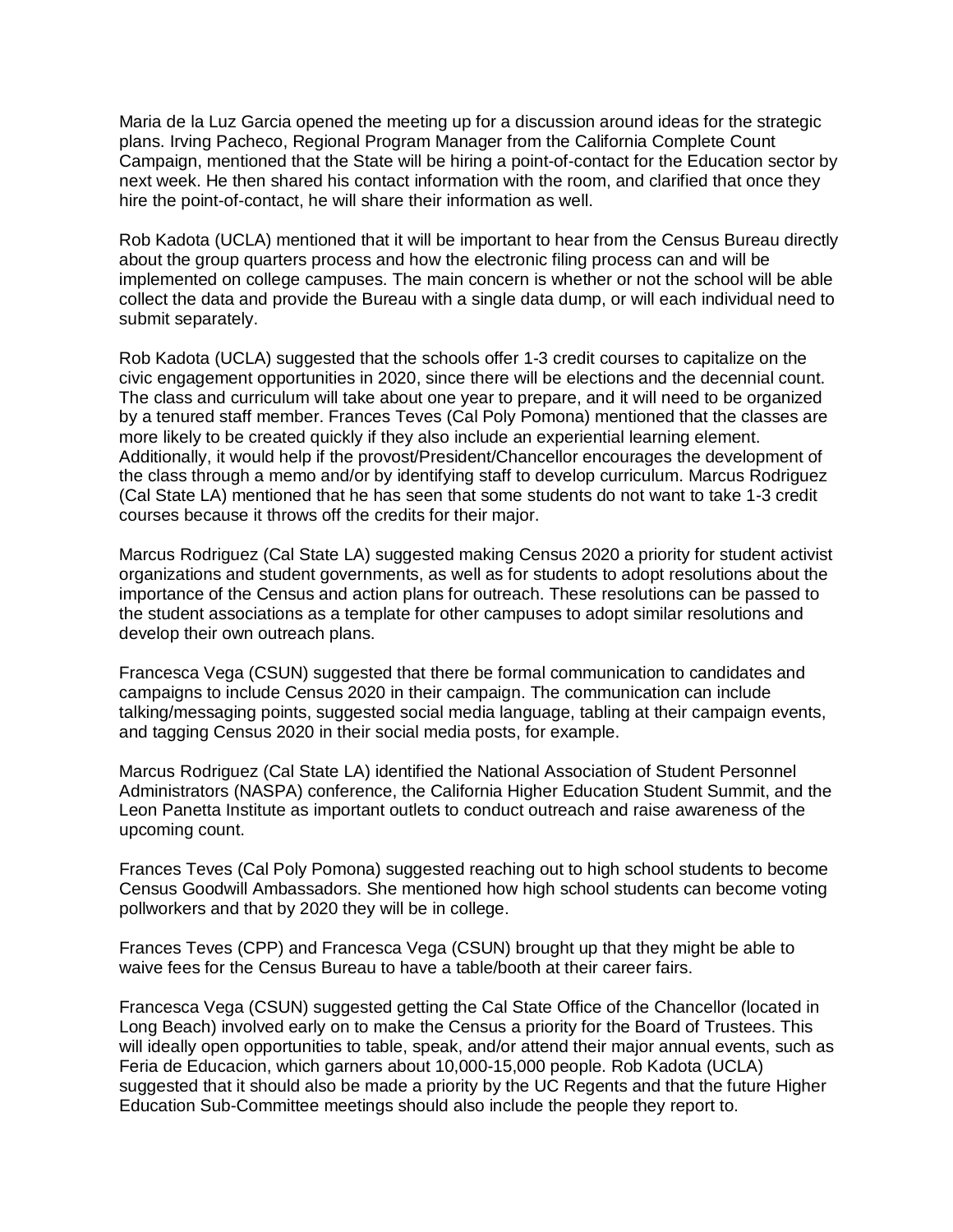Maria de la Luz Garcia opened the meeting up for a discussion around ideas for the strategic plans. Irving Pacheco, Regional Program Manager from the California Complete Count Campaign, mentioned that the State will be hiring a point-of-contact for the Education sector by next week. He then shared his contact information with the room, and clarified that once they hire the point-of-contact, he will share their information as well.

Rob Kadota (UCLA) mentioned that it will be important to hear from the Census Bureau directly about the group quarters process and how the electronic filing process can and will be implemented on college campuses. The main concern is whether or not the school will be able collect the data and provide the Bureau with a single data dump, or will each individual need to submit separately.

Rob Kadota (UCLA) suggested that the schools offer 1-3 credit courses to capitalize on the civic engagement opportunities in 2020, since there will be elections and the decennial count. The class and curriculum will take about one year to prepare, and it will need to be organized by a tenured staff member. Frances Teves (Cal Poly Pomona) mentioned that the classes are more likely to be created quickly if they also include an experiential learning element. Additionally, it would help if the provost/President/Chancellor encourages the development of the class through a memo and/or by identifying staff to develop curriculum. Marcus Rodriguez (Cal State LA) mentioned that he has seen that some students do not want to take 1-3 credit courses because it throws off the credits for their major.

Marcus Rodriguez (Cal State LA) suggested making Census 2020 a priority for student activist organizations and student governments, as well as for students to adopt resolutions about the importance of the Census and action plans for outreach. These resolutions can be passed to the student associations as a template for other campuses to adopt similar resolutions and develop their own outreach plans.

Francesca Vega (CSUN) suggested that there be formal communication to candidates and campaigns to include Census 2020 in their campaign. The communication can include talking/messaging points, suggested social media language, tabling at their campaign events, and tagging Census 2020 in their social media posts, for example.

Marcus Rodriguez (Cal State LA) identified the National Association of Student Personnel Administrators (NASPA) conference, the California Higher Education Student Summit, and the Leon Panetta Institute as important outlets to conduct outreach and raise awareness of the upcoming count.

Frances Teves (Cal Poly Pomona) suggested reaching out to high school students to become Census Goodwill Ambassadors. She mentioned how high school students can become voting pollworkers and that by 2020 they will be in college.

Frances Teves (CPP) and Francesca Vega (CSUN) brought up that they might be able to waive fees for the Census Bureau to have a table/booth at their career fairs.

Francesca Vega (CSUN) suggested getting the Cal State Office of the Chancellor (located in Long Beach) involved early on to make the Census a priority for the Board of Trustees. This will ideally open opportunities to table, speak, and/or attend their major annual events, such as Feria de Educacion, which garners about 10,000-15,000 people. Rob Kadota (UCLA) suggested that it should also be made a priority by the UC Regents and that the future Higher Education Sub-Committee meetings should also include the people they report to.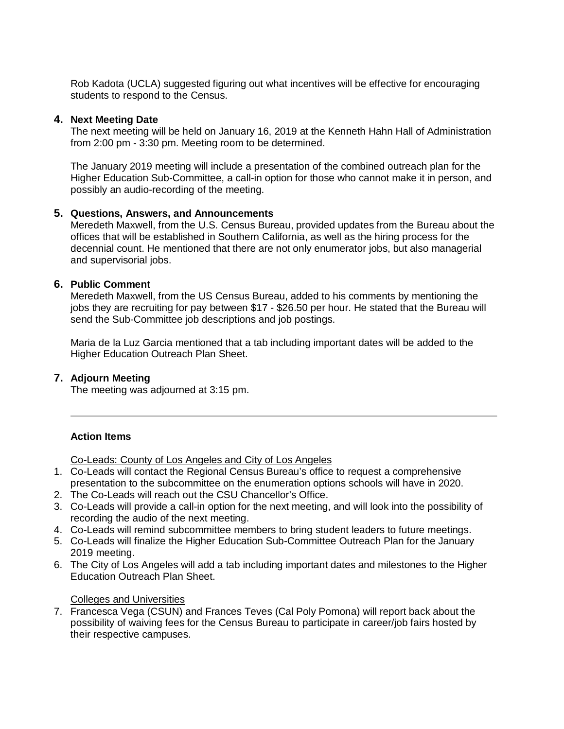Rob Kadota (UCLA) suggested figuring out what incentives will be effective for encouraging students to respond to the Census.

## 4. Next Meeting Date

The next meeting will be held on January 16, 2019 at the Kenneth Hahn Hall of Administration from 2:00 pm - 3:30 pm. Meeting room to be determined.

The January 2019 meeting will include a presentation of the combined outreach plan for the Higher Education Sub-Committee, a call-in option for those who cannot make it in person, and possibly an audio-recording of the meeting.

## 5. Questions, Answers, and Announcements

Meredeth Maxwell, from the U.S. Census Bureau, provided updates from the Bureau about the offices that will be established in Southern California, as well as the hiring process for the decennial count. He mentioned that there are not only enumerator jobs, but also managerial and supervisorial jobs.

## 6. Public Comment

Meredeth Maxwell, from the US Census Bureau, added to his comments by mentioning the jobs they are recruiting for pay between $17 - $26.50 per hour. He stated that the Bureau will send the Sub-Committee job descriptions and job postings.

Maria de la Luz Garcia mentioned that a tab including important dates will be added to the Higher Education Outreach Plan Sheet.

## 7. Adjourn Meeting

The meeting was adjourned at 3:15 pm.

---

**Action Items**

Co-Leads: County of Los Angeles and City of Los Angeles

1. Co-Leads will contact the Regional Census Bureau's office to request a comprehensive presentation to the subcommittee on the enumeration options schools will have in 2020.
2. The Co-Leads will reach out the CSU Chancellor's Office.
3. Co-Leads will provide a call-in option for the next meeting, and will look into the possibility of recording the audio of the next meeting.
4. Co-Leads will remind subcommittee members to bring student leaders to future meetings.
5. Co-Leads will finalize the Higher Education Sub-Committee Outreach Plan for the January 2019 meeting.
6. The City of Los Angeles will add a tab including important dates and milestones to the Higher Education Outreach Plan Sheet.

Colleges and Universities

7. Francesca Vega (CSUN) and Frances Teves (Cal Poly Pomona) will report back about the possibility of waiving fees for the Census Bureau to participate in career/job fairs hosted by their respective campuses.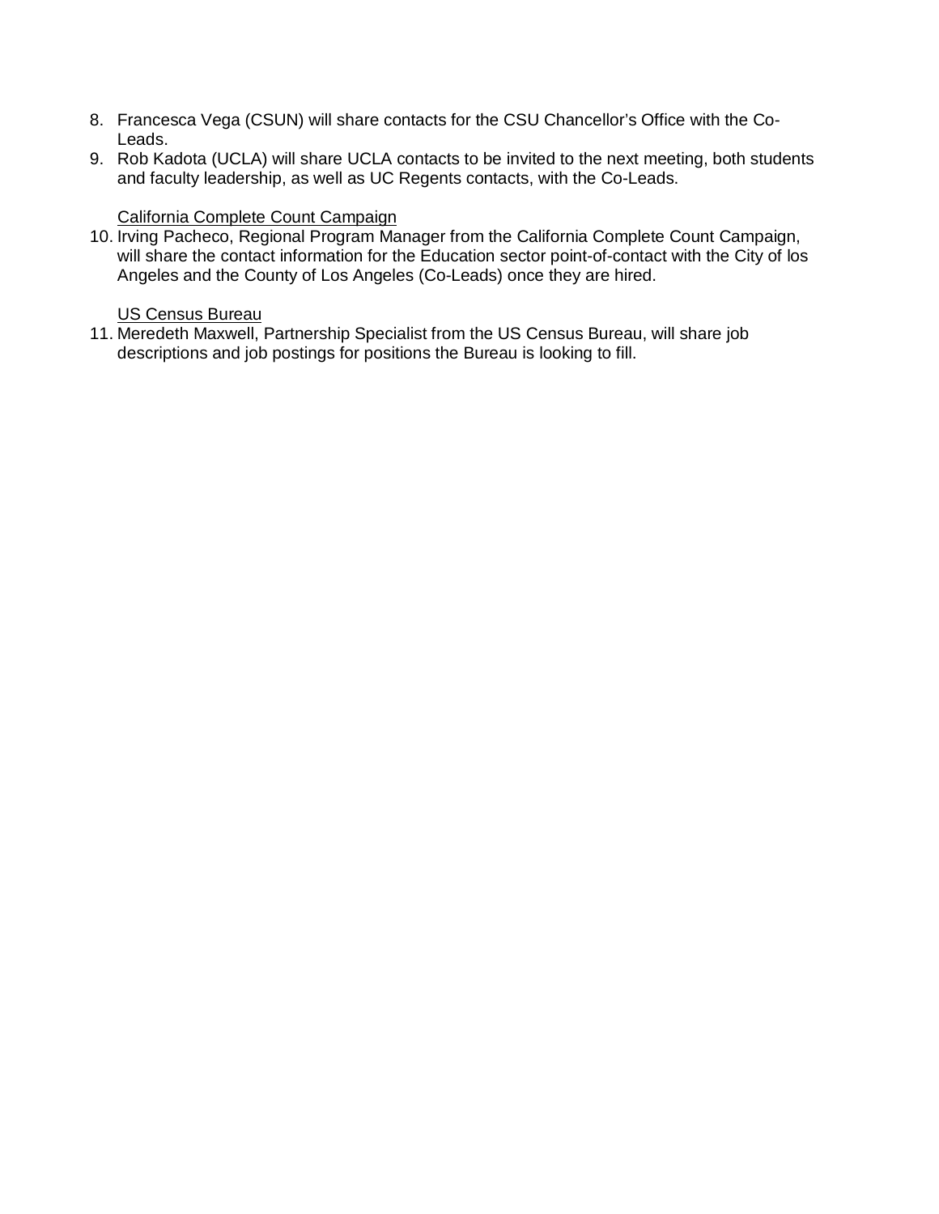8. Francesca Vega (CSUN) will share contacts for the CSU Chancellor's Office with the Co-Leads.
9. Rob Kadota (UCLA) will share UCLA contacts to be invited to the next meeting, both students and faculty leadership, as well as UC Regents contacts, with the Co-Leads.

<u>California Complete Count Campaign</u>

10. Irving Pacheco, Regional Program Manager from the California Complete Count Campaign, will share the contact information for the Education sector point-of-contact with the City of los Angeles and the County of Los Angeles (Co-Leads) once they are hired.

<u>US Census Bureau</u>

11. Meredeth Maxwell, Partnership Specialist from the US Census Bureau, will share job descriptions and job postings for positions the Bureau is looking to fill.